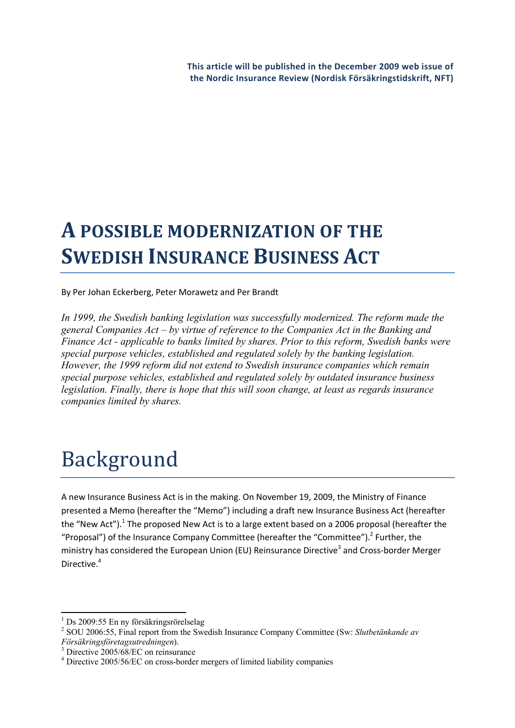**This article will be published in the December 2009 web issue of the Nordic Insurance Review (Nordisk Försäkringstidskrift, NFT)**

# A POSSIBLE MODERNIZATION OF THE SWEDISH INSURANCE BUSINESS ACT

By Per Johan Eckerberg, Peter Morawetz and Per Brandt

*In 1999, the Swedish banking legislation was successfully modernized. The reform made the general Companies Act – by virtue of reference to the Companies Act in the Banking and Finance Act - applicable to banks limited by shares. Prior to this reform, Swedish banks were special purpose vehicles, established and regulated solely by the banking legislation. However, the 1999 reform did not extend to Swedish insurance companies which remain special purpose vehicles, established and regulated solely by outdated insurance business legislation. Finally, there is hope that this will soon change, at least as regards insurance companies limited by shares.*

# Background

A new Insurance Business Act is in the making. On November 19, 2009, the Ministry of Finance presented a Memo (hereafter the "Memo") including a draft new Insurance Business Act (hereafter the "New Act").[1] The proposed New Act is to a large extent based on a 2006 proposal (hereafter the "Proposal") of the Insurance Company Committee (hereafter the "Committee").[2] Further, the ministry has considered the European Union (EU) Reinsurance Directive[3] and Cross-border Merger Directive.[4]

---

[1] Ds 2009:55 En ny försäkringsrörelselag

[2] SOU 2006:55, Final report from the Swedish Insurance Company Committee (Sw: *Slutbetänkande av Försäkringsföretagsutredningen*).

[3] Directive 2005/68/EC on reinsurance

[4] Directive 2005/56/EC on cross-border mergers of limited liability companies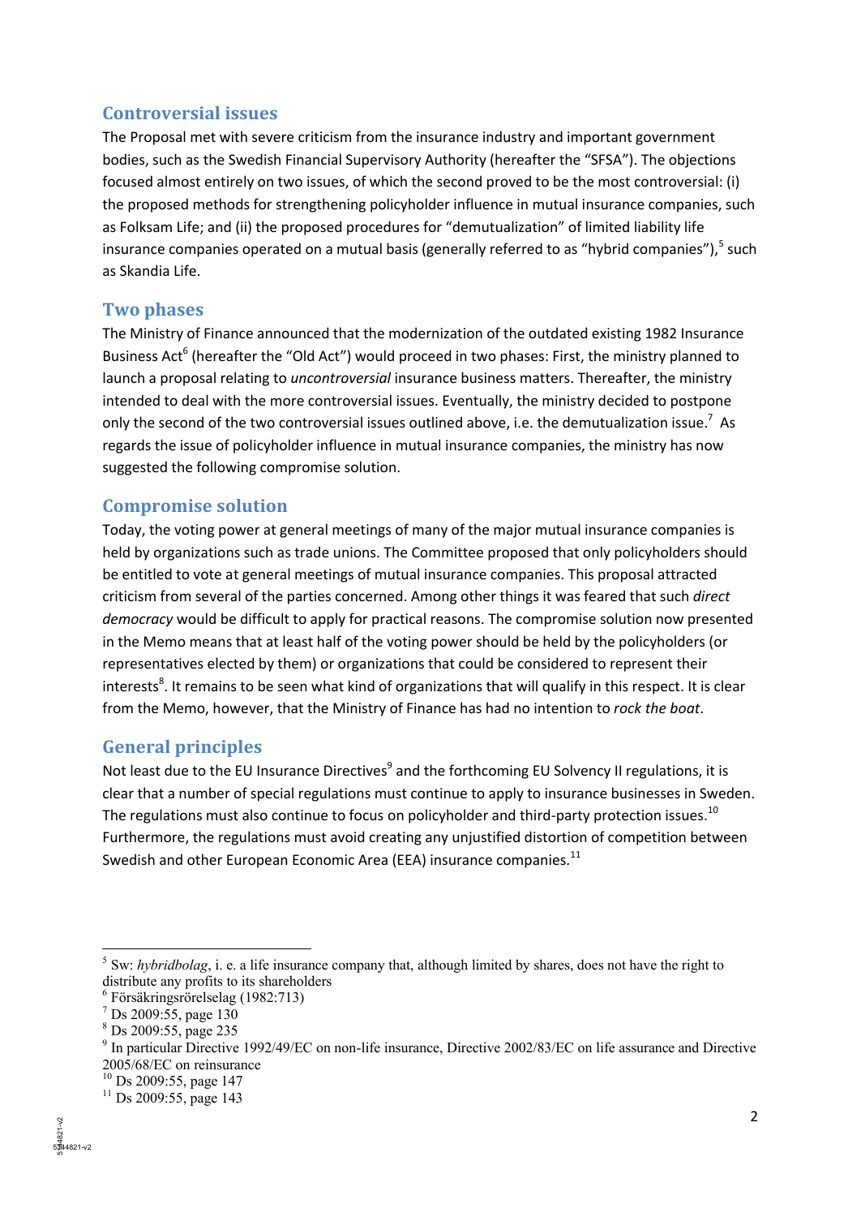## Controversial issues

The Proposal met with severe criticism from the insurance industry and important government bodies, such as the Swedish Financial Supervisory Authority (hereafter the "SFSA"). The objections focused almost entirely on two issues, of which the second proved to be the most controversial: (i) the proposed methods for strengthening policyholder influence in mutual insurance companies, such as Folksam Life; and (ii) the proposed procedures for "demutualization" of limited liability life insurance companies operated on a mutual basis (generally referred to as "hybrid companies"),[5] such as Skandia Life.

## Two phases

The Ministry of Finance announced that the modernization of the outdated existing 1982 Insurance Business Act[6] (hereafter the "Old Act") would proceed in two phases: First, the ministry planned to launch a proposal relating to *uncontroversial* insurance business matters. Thereafter, the ministry intended to deal with the more controversial issues. Eventually, the ministry decided to postpone only the second of the two controversial issues outlined above, i.e. the demutualization issue.[7] As regards the issue of policyholder influence in mutual insurance companies, the ministry has now suggested the following compromise solution.

## Compromise solution

Today, the voting power at general meetings of many of the major mutual insurance companies is held by organizations such as trade unions. The Committee proposed that only policyholders should be entitled to vote at general meetings of mutual insurance companies. This proposal attracted criticism from several of the parties concerned. Among other things it was feared that such *direct democracy* would be difficult to apply for practical reasons. The compromise solution now presented in the Memo means that at least half of the voting power should be held by the policyholders (or representatives elected by them) or organizations that could be considered to represent their interests[8]. It remains to be seen what kind of organizations that will qualify in this respect. It is clear from the Memo, however, that the Ministry of Finance has had no intention to *rock the boat*.

## General principles

Not least due to the EU Insurance Directives[9] and the forthcoming EU Solvency II regulations, it is clear that a number of special regulations must continue to apply to insurance businesses in Sweden. The regulations must also continue to focus on policyholder and third-party protection issues.[10] Furthermore, the regulations must avoid creating any unjustified distortion of competition between Swedish and other European Economic Area (EEA) insurance companies.[11]

---

[5] Sw: *hybridbolag*, i. e. a life insurance company that, although limited by shares, does not have the right to distribute any profits to its shareholders

[6] Försäkringsrörelselag (1982:713)

[7] Ds 2009:55, page 130

[8] Ds 2009:55, page 235

[9] In particular Directive 1992/49/EC on non-life insurance, Directive 2002/83/EC on life assurance and Directive 2005/68/EC on reinsurance

[10] Ds 2009:55, page 147

[11] Ds 2009:55, page 143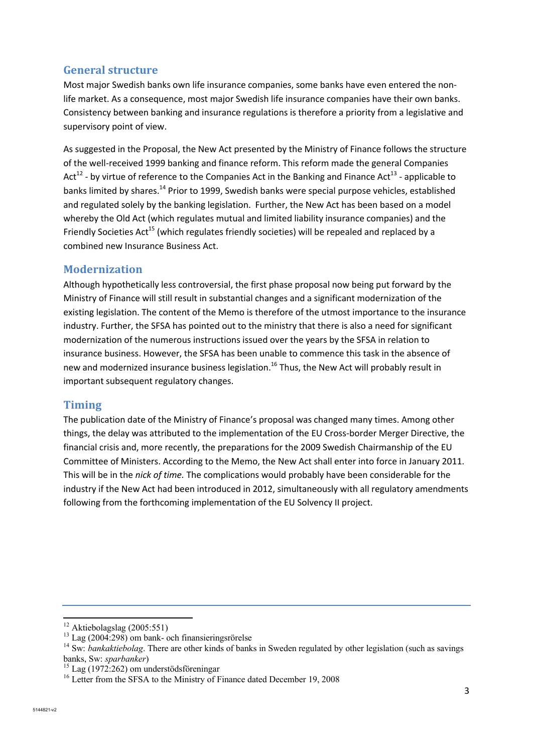## General structure

Most major Swedish banks own life insurance companies, some banks have even entered the non-life market. As a consequence, most major Swedish life insurance companies have their own banks. Consistency between banking and insurance regulations is therefore a priority from a legislative and supervisory point of view.

As suggested in the Proposal, the New Act presented by the Ministry of Finance follows the structure of the well-received 1999 banking and finance reform. This reform made the general Companies Act[12] - by virtue of reference to the Companies Act in the Banking and Finance Act[13] - applicable to banks limited by shares.[14] Prior to 1999, Swedish banks were special purpose vehicles, established and regulated solely by the banking legislation. Further, the New Act has been based on a model whereby the Old Act (which regulates mutual and limited liability insurance companies) and the Friendly Societies Act[15] (which regulates friendly societies) will be repealed and replaced by a combined new Insurance Business Act.

## Modernization

Although hypothetically less controversial, the first phase proposal now being put forward by the Ministry of Finance will still result in substantial changes and a significant modernization of the existing legislation. The content of the Memo is therefore of the utmost importance to the insurance industry. Further, the SFSA has pointed out to the ministry that there is also a need for significant modernization of the numerous instructions issued over the years by the SFSA in relation to insurance business. However, the SFSA has been unable to commence this task in the absence of new and modernized insurance business legislation.[16] Thus, the New Act will probably result in important subsequent regulatory changes.

## Timing

The publication date of the Ministry of Finance's proposal was changed many times. Among other things, the delay was attributed to the implementation of the EU Cross-border Merger Directive, the financial crisis and, more recently, the preparations for the 2009 Swedish Chairmanship of the EU Committee of Ministers. According to the Memo, the New Act shall enter into force in January 2011. This will be in the *nick of time.* The complications would probably have been considerable for the industry if the New Act had been introduced in 2012, simultaneously with all regulatory amendments following from the forthcoming implementation of the EU Solvency II project.

---

[12] Aktiebolagslag (2005:551)

[13] Lag (2004:298) om bank- och finansieringsrörelse

[14] Sw: *bankaktiebolag*. There are other kinds of banks in Sweden regulated by other legislation (such as savings banks, Sw: *sparbanker*)

[15] Lag (1972:262) om understödsföreningar

[16] Letter from the SFSA to the Ministry of Finance dated December 19, 2008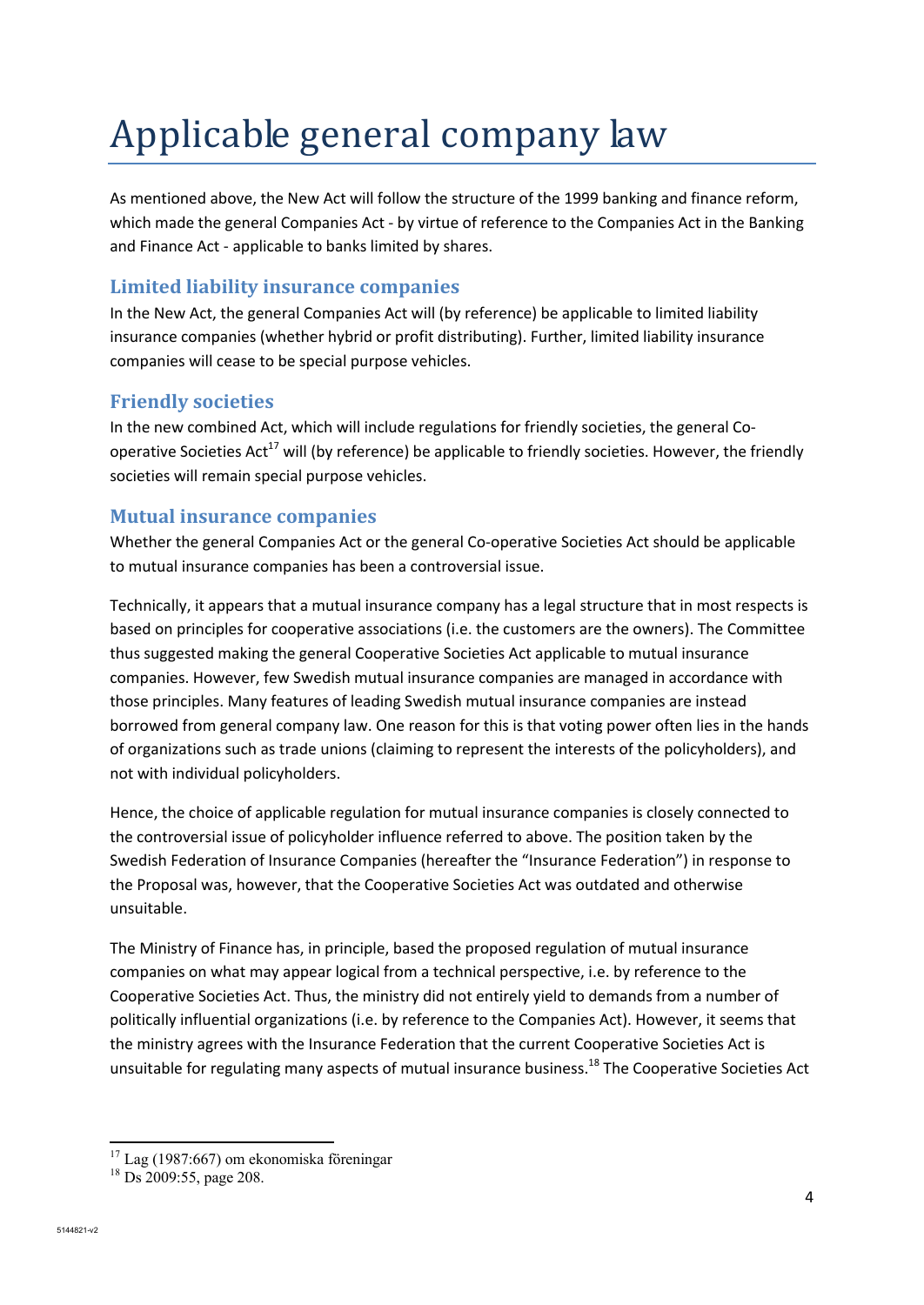# Applicable general company law

As mentioned above, the New Act will follow the structure of the 1999 banking and finance reform, which made the general Companies Act - by virtue of reference to the Companies Act in the Banking and Finance Act - applicable to banks limited by shares.

## Limited liability insurance companies

In the New Act, the general Companies Act will (by reference) be applicable to limited liability insurance companies (whether hybrid or profit distributing). Further, limited liability insurance companies will cease to be special purpose vehicles.

## Friendly societies

In the new combined Act, which will include regulations for friendly societies, the general Co-operative Societies Act[17] will (by reference) be applicable to friendly societies. However, the friendly societies will remain special purpose vehicles.

## Mutual insurance companies

Whether the general Companies Act or the general Co-operative Societies Act should be applicable to mutual insurance companies has been a controversial issue.

Technically, it appears that a mutual insurance company has a legal structure that in most respects is based on principles for cooperative associations (i.e. the customers are the owners). The Committee thus suggested making the general Cooperative Societies Act applicable to mutual insurance companies. However, few Swedish mutual insurance companies are managed in accordance with those principles. Many features of leading Swedish mutual insurance companies are instead borrowed from general company law. One reason for this is that voting power often lies in the hands of organizations such as trade unions (claiming to represent the interests of the policyholders), and not with individual policyholders.

Hence, the choice of applicable regulation for mutual insurance companies is closely connected to the controversial issue of policyholder influence referred to above. The position taken by the Swedish Federation of Insurance Companies (hereafter the "Insurance Federation") in response to the Proposal was, however, that the Cooperative Societies Act was outdated and otherwise unsuitable.

The Ministry of Finance has, in principle, based the proposed regulation of mutual insurance companies on what may appear logical from a technical perspective, i.e. by reference to the Cooperative Societies Act. Thus, the ministry did not entirely yield to demands from a number of politically influential organizations (i.e. by reference to the Companies Act). However, it seems that the ministry agrees with the Insurance Federation that the current Cooperative Societies Act is unsuitable for regulating many aspects of mutual insurance business.[18] The Cooperative Societies Act

[17] Lag (1987:667) om ekonomiska föreningar

[18] Ds 2009:55, page 208.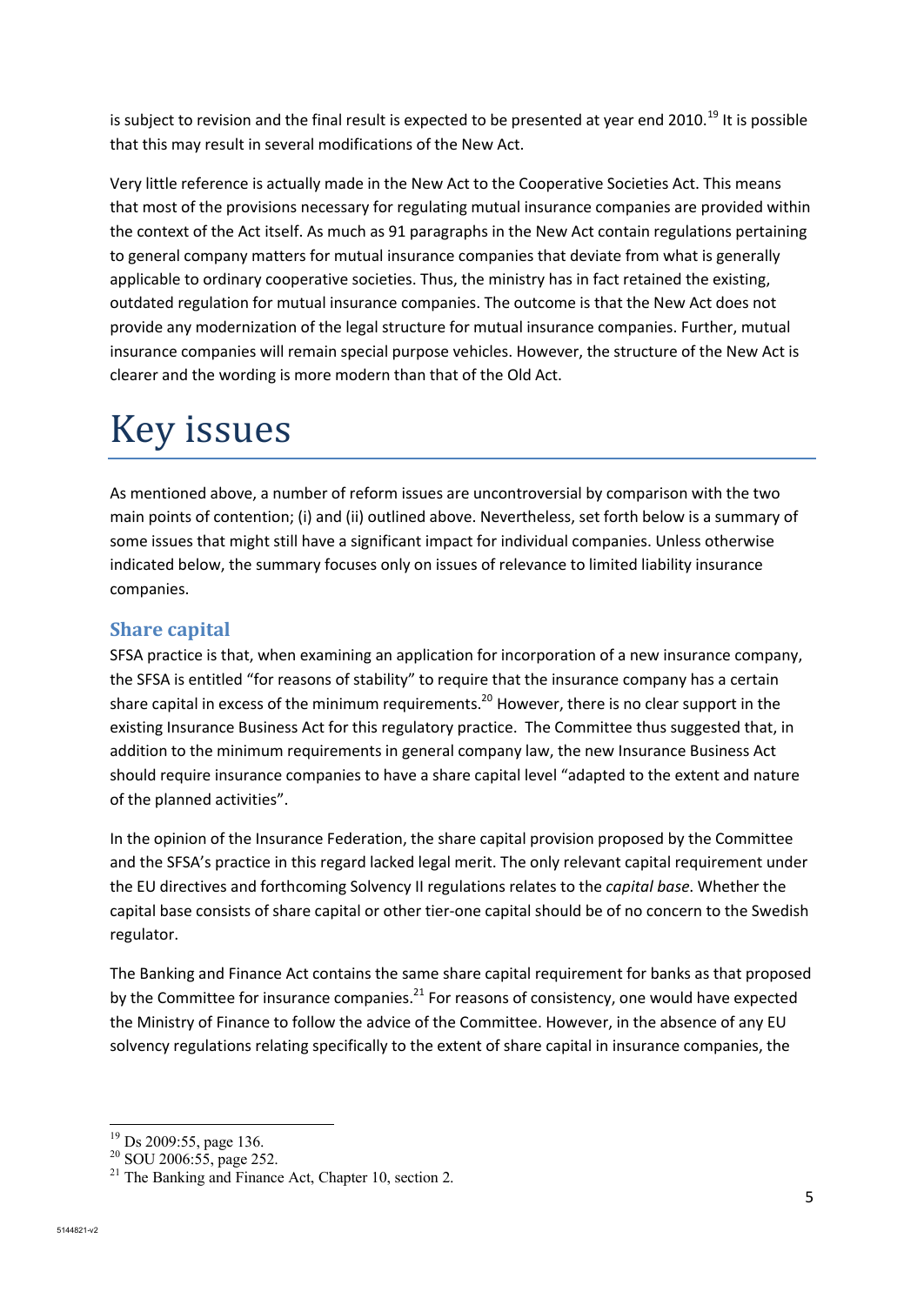is subject to revision and the final result is expected to be presented at year end 2010.[19] It is possible that this may result in several modifications of the New Act.

Very little reference is actually made in the New Act to the Cooperative Societies Act. This means that most of the provisions necessary for regulating mutual insurance companies are provided within the context of the Act itself. As much as 91 paragraphs in the New Act contain regulations pertaining to general company matters for mutual insurance companies that deviate from what is generally applicable to ordinary cooperative societies. Thus, the ministry has in fact retained the existing, outdated regulation for mutual insurance companies. The outcome is that the New Act does not provide any modernization of the legal structure for mutual insurance companies. Further, mutual insurance companies will remain special purpose vehicles. However, the structure of the New Act is clearer and the wording is more modern than that of the Old Act.

# Key issues

As mentioned above, a number of reform issues are uncontroversial by comparison with the two main points of contention; (i) and (ii) outlined above. Nevertheless, set forth below is a summary of some issues that might still have a significant impact for individual companies. Unless otherwise indicated below, the summary focuses only on issues of relevance to limited liability insurance companies.

## Share capital

SFSA practice is that, when examining an application for incorporation of a new insurance company, the SFSA is entitled "for reasons of stability" to require that the insurance company has a certain share capital in excess of the minimum requirements.[20] However, there is no clear support in the existing Insurance Business Act for this regulatory practice. The Committee thus suggested that, in addition to the minimum requirements in general company law, the new Insurance Business Act should require insurance companies to have a share capital level "adapted to the extent and nature of the planned activities".

In the opinion of the Insurance Federation, the share capital provision proposed by the Committee and the SFSA's practice in this regard lacked legal merit. The only relevant capital requirement under the EU directives and forthcoming Solvency II regulations relates to the *capital base*. Whether the capital base consists of share capital or other tier-one capital should be of no concern to the Swedish regulator.

The Banking and Finance Act contains the same share capital requirement for banks as that proposed by the Committee for insurance companies.[21] For reasons of consistency, one would have expected the Ministry of Finance to follow the advice of the Committee. However, in the absence of any EU solvency regulations relating specifically to the extent of share capital in insurance companies, the

[19] Ds 2009:55, page 136.

[20] SOU 2006:55, page 252.

[21] The Banking and Finance Act, Chapter 10, section 2.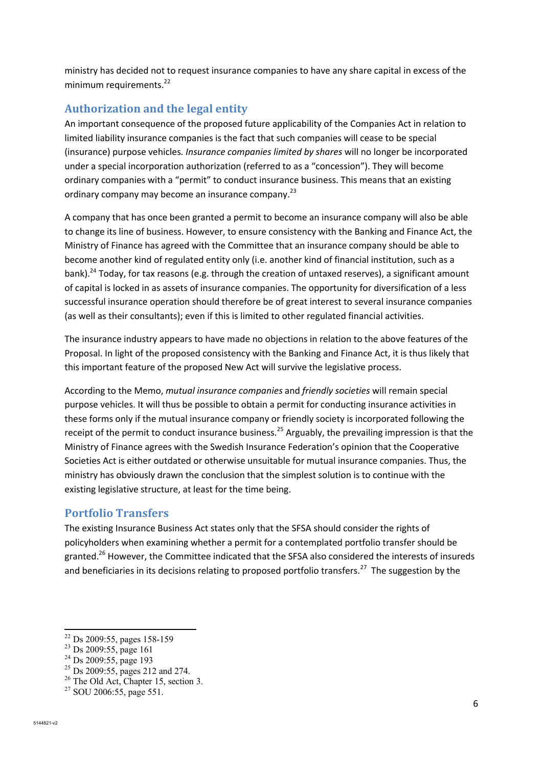ministry has decided not to request insurance companies to have any share capital in excess of the minimum requirements.[22]

## Authorization and the legal entity

An important consequence of the proposed future applicability of the Companies Act in relation to limited liability insurance companies is the fact that such companies will cease to be special (insurance) purpose vehicles. *Insurance companies limited by shares* will no longer be incorporated under a special incorporation authorization (referred to as a "concession"). They will become ordinary companies with a "permit" to conduct insurance business. This means that an existing ordinary company may become an insurance company.[23]

A company that has once been granted a permit to become an insurance company will also be able to change its line of business. However, to ensure consistency with the Banking and Finance Act, the Ministry of Finance has agreed with the Committee that an insurance company should be able to become another kind of regulated entity only (i.e. another kind of financial institution, such as a bank).[24] Today, for tax reasons (e.g. through the creation of untaxed reserves), a significant amount of capital is locked in as assets of insurance companies. The opportunity for diversification of a less successful insurance operation should therefore be of great interest to several insurance companies (as well as their consultants); even if this is limited to other regulated financial activities.

The insurance industry appears to have made no objections in relation to the above features of the Proposal. In light of the proposed consistency with the Banking and Finance Act, it is thus likely that this important feature of the proposed New Act will survive the legislative process.

According to the Memo, *mutual insurance companies* and *friendly societies* will remain special purpose vehicles. It will thus be possible to obtain a permit for conducting insurance activities in these forms only if the mutual insurance company or friendly society is incorporated following the receipt of the permit to conduct insurance business.[25] Arguably, the prevailing impression is that the Ministry of Finance agrees with the Swedish Insurance Federation's opinion that the Cooperative Societies Act is either outdated or otherwise unsuitable for mutual insurance companies. Thus, the ministry has obviously drawn the conclusion that the simplest solution is to continue with the existing legislative structure, at least for the time being.

## Portfolio Transfers

The existing Insurance Business Act states only that the SFSA should consider the rights of policyholders when examining whether a permit for a contemplated portfolio transfer should be granted.[26] However, the Committee indicated that the SFSA also considered the interests of insureds and beneficiaries in its decisions relating to proposed portfolio transfers.[27] The suggestion by the

---

[22] Ds 2009:55, pages 158-159
[23] Ds 2009:55, page 161
[24] Ds 2009:55, page 193
[25] Ds 2009:55, pages 212 and 274.
[26] The Old Act, Chapter 15, section 3.
[27] SOU 2006:55, page 551.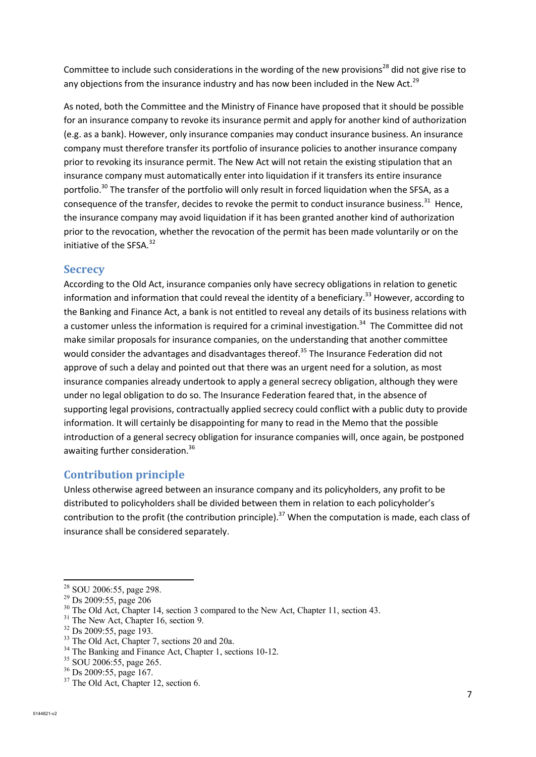Committee to include such considerations in the wording of the new provisions[28] did not give rise to any objections from the insurance industry and has now been included in the New Act.[29]

As noted, both the Committee and the Ministry of Finance have proposed that it should be possible for an insurance company to revoke its insurance permit and apply for another kind of authorization (e.g. as a bank). However, only insurance companies may conduct insurance business. An insurance company must therefore transfer its portfolio of insurance policies to another insurance company prior to revoking its insurance permit. The New Act will not retain the existing stipulation that an insurance company must automatically enter into liquidation if it transfers its entire insurance portfolio.[30] The transfer of the portfolio will only result in forced liquidation when the SFSA, as a consequence of the transfer, decides to revoke the permit to conduct insurance business.[31] Hence, the insurance company may avoid liquidation if it has been granted another kind of authorization prior to the revocation, whether the revocation of the permit has been made voluntarily or on the initiative of the SFSA.[32]

## Secrecy

According to the Old Act, insurance companies only have secrecy obligations in relation to genetic information and information that could reveal the identity of a beneficiary.[33] However, according to the Banking and Finance Act, a bank is not entitled to reveal any details of its business relations with a customer unless the information is required for a criminal investigation.[34] The Committee did not make similar proposals for insurance companies, on the understanding that another committee would consider the advantages and disadvantages thereof.[35] The Insurance Federation did not approve of such a delay and pointed out that there was an urgent need for a solution, as most insurance companies already undertook to apply a general secrecy obligation, although they were under no legal obligation to do so. The Insurance Federation feared that, in the absence of supporting legal provisions, contractually applied secrecy could conflict with a public duty to provide information. It will certainly be disappointing for many to read in the Memo that the possible introduction of a general secrecy obligation for insurance companies will, once again, be postponed awaiting further consideration.[36]

## Contribution principle

Unless otherwise agreed between an insurance company and its policyholders, any profit to be distributed to policyholders shall be divided between them in relation to each policyholder's contribution to the profit (the contribution principle).[37] When the computation is made, each class of insurance shall be considered separately.

---

[28] SOU 2006:55, page 298.
[29] Ds 2009:55, page 206
[30] The Old Act, Chapter 14, section 3 compared to the New Act, Chapter 11, section 43.
[31] The New Act, Chapter 16, section 9.
[32] Ds 2009:55, page 193.
[33] The Old Act, Chapter 7, sections 20 and 20a.
[34] The Banking and Finance Act, Chapter 1, sections 10-12.
[35] SOU 2006:55, page 265.
[36] Ds 2009:55, page 167.
[37] The Old Act, Chapter 12, section 6.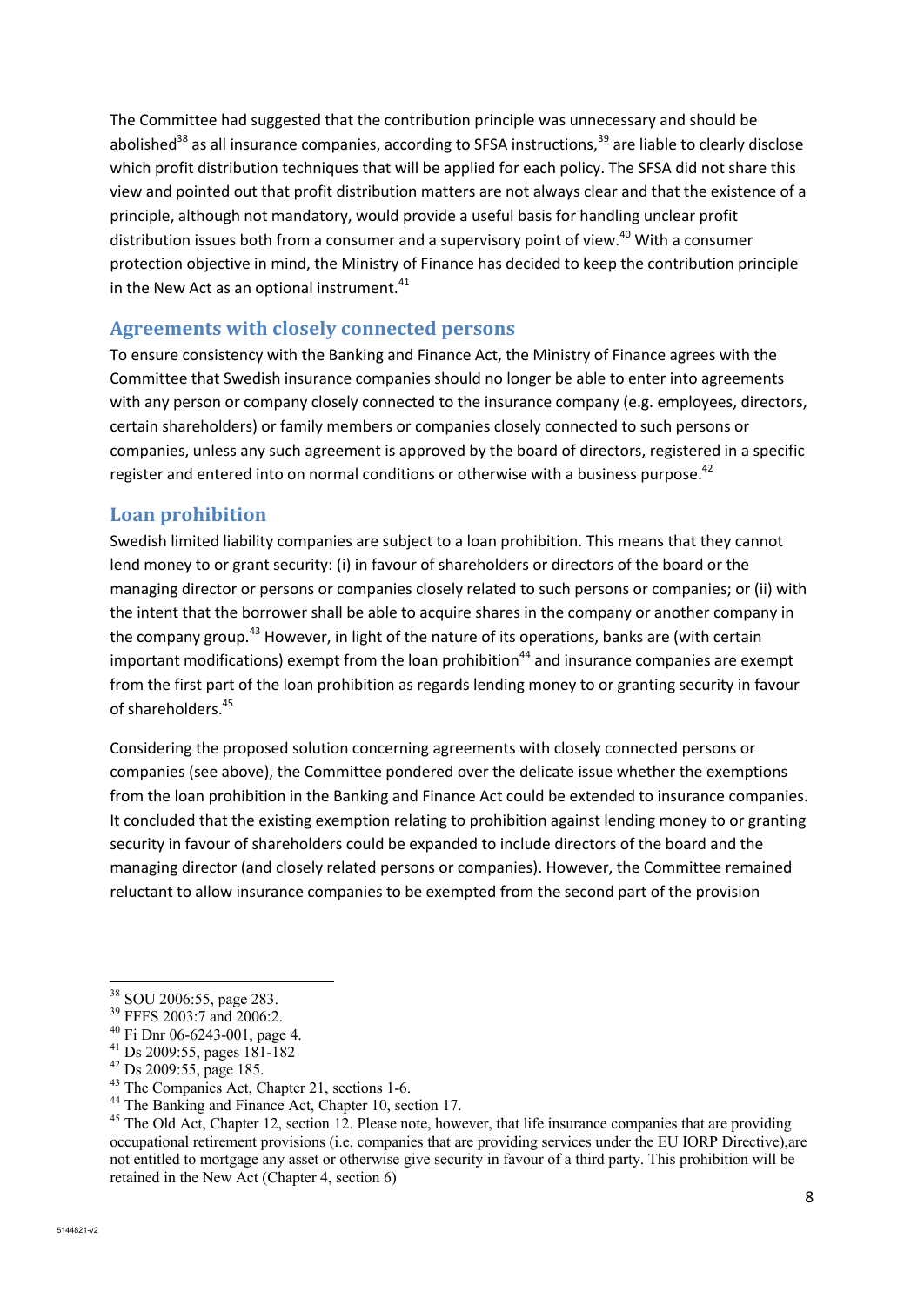The Committee had suggested that the contribution principle was unnecessary and should be abolished[38] as all insurance companies, according to SFSA instructions,[39] are liable to clearly disclose which profit distribution techniques that will be applied for each policy. The SFSA did not share this view and pointed out that profit distribution matters are not always clear and that the existence of a principle, although not mandatory, would provide a useful basis for handling unclear profit distribution issues both from a consumer and a supervisory point of view.[40] With a consumer protection objective in mind, the Ministry of Finance has decided to keep the contribution principle in the New Act as an optional instrument.[41]

## Agreements with closely connected persons

To ensure consistency with the Banking and Finance Act, the Ministry of Finance agrees with the Committee that Swedish insurance companies should no longer be able to enter into agreements with any person or company closely connected to the insurance company (e.g. employees, directors, certain shareholders) or family members or companies closely connected to such persons or companies, unless any such agreement is approved by the board of directors, registered in a specific register and entered into on normal conditions or otherwise with a business purpose.[42]

## Loan prohibition

Swedish limited liability companies are subject to a loan prohibition. This means that they cannot lend money to or grant security: (i) in favour of shareholders or directors of the board or the managing director or persons or companies closely related to such persons or companies; or (ii) with the intent that the borrower shall be able to acquire shares in the company or another company in the company group.[43] However, in light of the nature of its operations, banks are (with certain important modifications) exempt from the loan prohibition[44] and insurance companies are exempt from the first part of the loan prohibition as regards lending money to or granting security in favour of shareholders.[45]

Considering the proposed solution concerning agreements with closely connected persons or companies (see above), the Committee pondered over the delicate issue whether the exemptions from the loan prohibition in the Banking and Finance Act could be extended to insurance companies. It concluded that the existing exemption relating to prohibition against lending money to or granting security in favour of shareholders could be expanded to include directors of the board and the managing director (and closely related persons or companies). However, the Committee remained reluctant to allow insurance companies to be exempted from the second part of the provision

---

[38] SOU 2006:55, page 283.

[39] FFFS 2003:7 and 2006:2.

[40] Fi Dnr 06-6243-001, page 4.

[41] Ds 2009:55, pages 181-182

[42] Ds 2009:55, page 185.

[43] The Companies Act, Chapter 21, sections 1-6.

[44] The Banking and Finance Act, Chapter 10, section 17.

[45] The Old Act, Chapter 12, section 12. Please note, however, that life insurance companies that are providing occupational retirement provisions (i.e. companies that are providing services under the EU IORP Directive),are not entitled to mortgage any asset or otherwise give security in favour of a third party. This prohibition will be retained in the New Act (Chapter 4, section 6)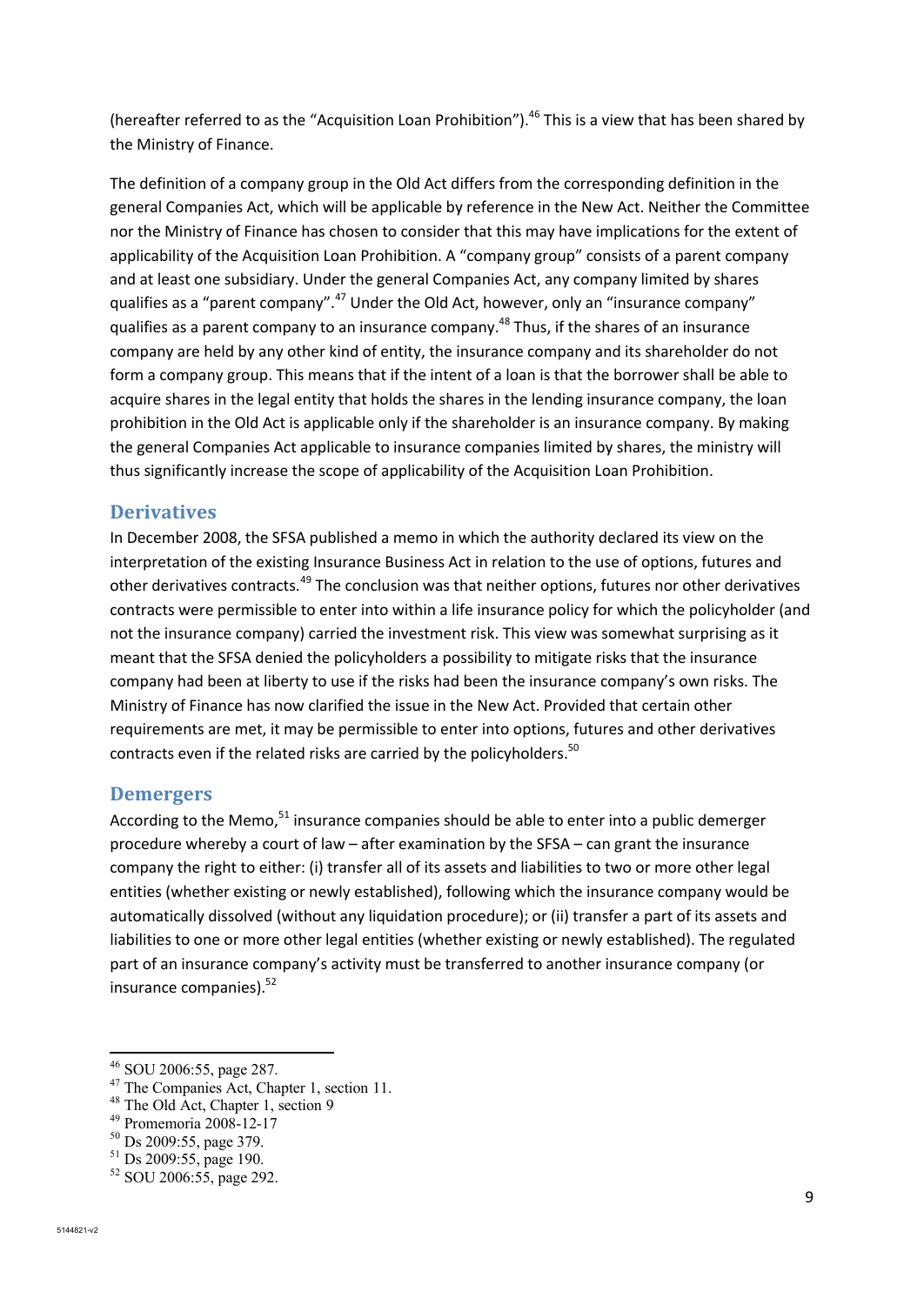(hereafter referred to as the "Acquisition Loan Prohibition").[46] This is a view that has been shared by the Ministry of Finance.

The definition of a company group in the Old Act differs from the corresponding definition in the general Companies Act, which will be applicable by reference in the New Act. Neither the Committee nor the Ministry of Finance has chosen to consider that this may have implications for the extent of applicability of the Acquisition Loan Prohibition. A "company group" consists of a parent company and at least one subsidiary. Under the general Companies Act, any company limited by shares qualifies as a "parent company".[47] Under the Old Act, however, only an "insurance company" qualifies as a parent company to an insurance company.[48] Thus, if the shares of an insurance company are held by any other kind of entity, the insurance company and its shareholder do not form a company group. This means that if the intent of a loan is that the borrower shall be able to acquire shares in the legal entity that holds the shares in the lending insurance company, the loan prohibition in the Old Act is applicable only if the shareholder is an insurance company. By making the general Companies Act applicable to insurance companies limited by shares, the ministry will thus significantly increase the scope of applicability of the Acquisition Loan Prohibition.

## Derivatives

In December 2008, the SFSA published a memo in which the authority declared its view on the interpretation of the existing Insurance Business Act in relation to the use of options, futures and other derivatives contracts.[49] The conclusion was that neither options, futures nor other derivatives contracts were permissible to enter into within a life insurance policy for which the policyholder (and not the insurance company) carried the investment risk. This view was somewhat surprising as it meant that the SFSA denied the policyholders a possibility to mitigate risks that the insurance company had been at liberty to use if the risks had been the insurance company's own risks. The Ministry of Finance has now clarified the issue in the New Act. Provided that certain other requirements are met, it may be permissible to enter into options, futures and other derivatives contracts even if the related risks are carried by the policyholders.[50]

## Demergers

According to the Memo,[51] insurance companies should be able to enter into a public demerger procedure whereby a court of law – after examination by the SFSA – can grant the insurance company the right to either: (i) transfer all of its assets and liabilities to two or more other legal entities (whether existing or newly established), following which the insurance company would be automatically dissolved (without any liquidation procedure); or (ii) transfer a part of its assets and liabilities to one or more other legal entities (whether existing or newly established). The regulated part of an insurance company's activity must be transferred to another insurance company (or insurance companies).[52]

---

[46] SOU 2006:55, page 287.
[47] The Companies Act, Chapter 1, section 11.
[48] The Old Act, Chapter 1, section 9
[49] Promemoria 2008-12-17
[50] Ds 2009:55, page 379.
[51] Ds 2009:55, page 190.
[52] SOU 2006:55, page 292.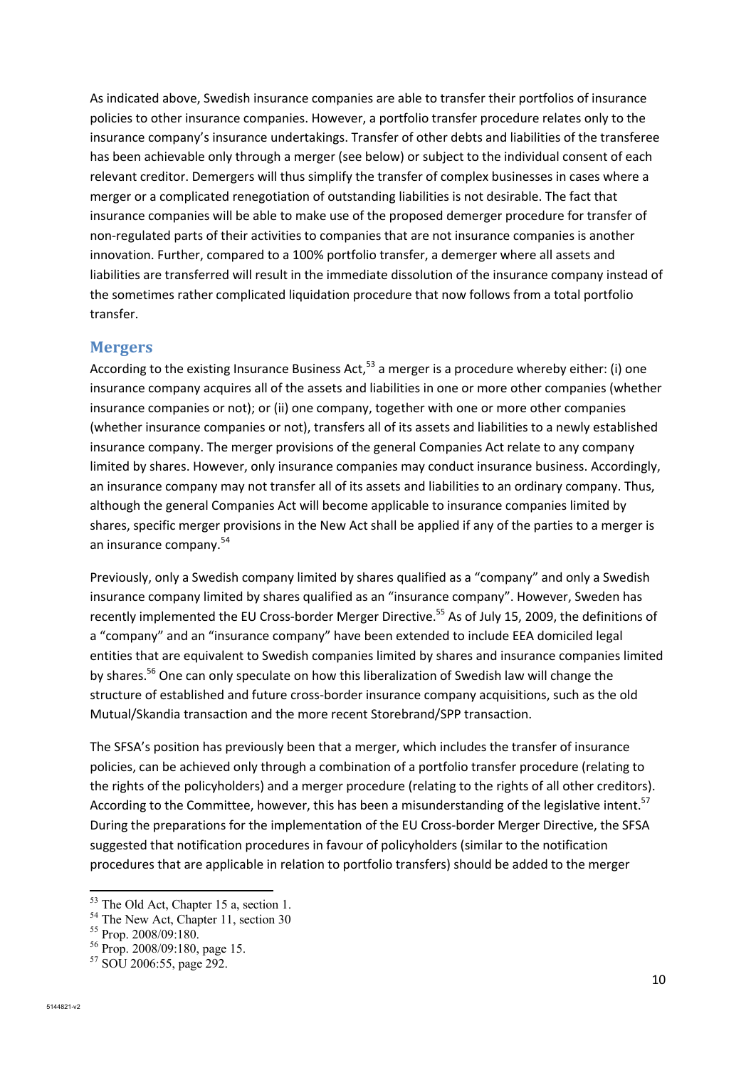As indicated above, Swedish insurance companies are able to transfer their portfolios of insurance policies to other insurance companies. However, a portfolio transfer procedure relates only to the insurance company's insurance undertakings. Transfer of other debts and liabilities of the transferee has been achievable only through a merger (see below) or subject to the individual consent of each relevant creditor. Demergers will thus simplify the transfer of complex businesses in cases where a merger or a complicated renegotiation of outstanding liabilities is not desirable. The fact that insurance companies will be able to make use of the proposed demerger procedure for transfer of non-regulated parts of their activities to companies that are not insurance companies is another innovation. Further, compared to a 100% portfolio transfer, a demerger where all assets and liabilities are transferred will result in the immediate dissolution of the insurance company instead of the sometimes rather complicated liquidation procedure that now follows from a total portfolio transfer.

## Mergers

According to the existing Insurance Business Act,[53] a merger is a procedure whereby either: (i) one insurance company acquires all of the assets and liabilities in one or more other companies (whether insurance companies or not); or (ii) one company, together with one or more other companies (whether insurance companies or not), transfers all of its assets and liabilities to a newly established insurance company. The merger provisions of the general Companies Act relate to any company limited by shares. However, only insurance companies may conduct insurance business. Accordingly, an insurance company may not transfer all of its assets and liabilities to an ordinary company. Thus, although the general Companies Act will become applicable to insurance companies limited by shares, specific merger provisions in the New Act shall be applied if any of the parties to a merger is an insurance company.[54]

Previously, only a Swedish company limited by shares qualified as a "company" and only a Swedish insurance company limited by shares qualified as an "insurance company". However, Sweden has recently implemented the EU Cross-border Merger Directive.[55] As of July 15, 2009, the definitions of a "company" and an "insurance company" have been extended to include EEA domiciled legal entities that are equivalent to Swedish companies limited by shares and insurance companies limited by shares.[56] One can only speculate on how this liberalization of Swedish law will change the structure of established and future cross-border insurance company acquisitions, such as the old Mutual/Skandia transaction and the more recent Storebrand/SPP transaction.

The SFSA's position has previously been that a merger, which includes the transfer of insurance policies, can be achieved only through a combination of a portfolio transfer procedure (relating to the rights of the policyholders) and a merger procedure (relating to the rights of all other creditors). According to the Committee, however, this has been a misunderstanding of the legislative intent.[57] During the preparations for the implementation of the EU Cross-border Merger Directive, the SFSA suggested that notification procedures in favour of policyholders (similar to the notification procedures that are applicable in relation to portfolio transfers) should be added to the merger

[53] The Old Act, Chapter 15 a, section 1.

[54] The New Act, Chapter 11, section 30

[55] Prop. 2008/09:180.

[56] Prop. 2008/09:180, page 15.

[57] SOU 2006:55, page 292.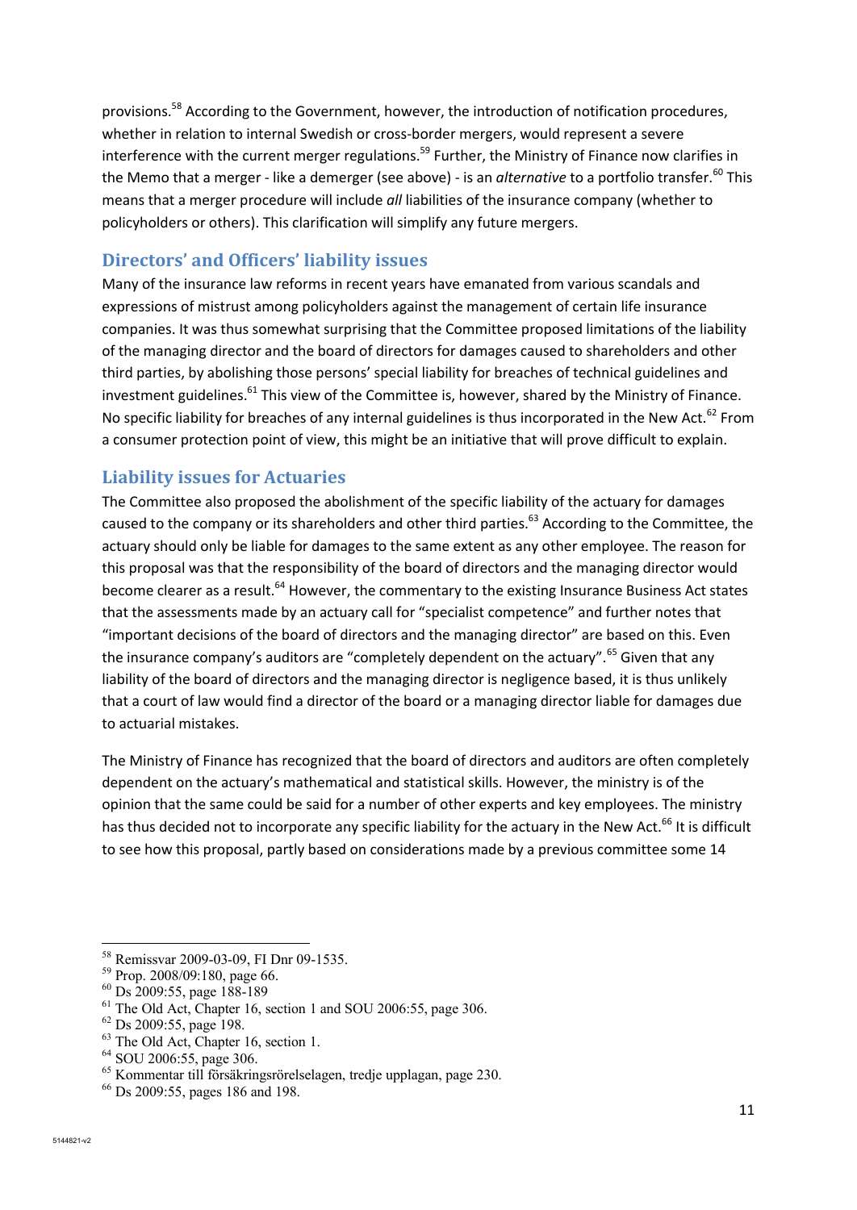provisions.[58] According to the Government, however, the introduction of notification procedures, whether in relation to internal Swedish or cross-border mergers, would represent a severe interference with the current merger regulations.[59] Further, the Ministry of Finance now clarifies in the Memo that a merger - like a demerger (see above) - is an *alternative* to a portfolio transfer.[60] This means that a merger procedure will include *all* liabilities of the insurance company (whether to policyholders or others). This clarification will simplify any future mergers.

## Directors' and Officers' liability issues

Many of the insurance law reforms in recent years have emanated from various scandals and expressions of mistrust among policyholders against the management of certain life insurance companies. It was thus somewhat surprising that the Committee proposed limitations of the liability of the managing director and the board of directors for damages caused to shareholders and other third parties, by abolishing those persons' special liability for breaches of technical guidelines and investment guidelines.[61] This view of the Committee is, however, shared by the Ministry of Finance. No specific liability for breaches of any internal guidelines is thus incorporated in the New Act.[62] From a consumer protection point of view, this might be an initiative that will prove difficult to explain.

## Liability issues for Actuaries

The Committee also proposed the abolishment of the specific liability of the actuary for damages caused to the company or its shareholders and other third parties.[63] According to the Committee, the actuary should only be liable for damages to the same extent as any other employee. The reason for this proposal was that the responsibility of the board of directors and the managing director would become clearer as a result.[64] However, the commentary to the existing Insurance Business Act states that the assessments made by an actuary call for "specialist competence" and further notes that "important decisions of the board of directors and the managing director" are based on this. Even the insurance company's auditors are "completely dependent on the actuary".[65] Given that any liability of the board of directors and the managing director is negligence based, it is thus unlikely that a court of law would find a director of the board or a managing director liable for damages due to actuarial mistakes.

The Ministry of Finance has recognized that the board of directors and auditors are often completely dependent on the actuary's mathematical and statistical skills. However, the ministry is of the opinion that the same could be said for a number of other experts and key employees. The ministry has thus decided not to incorporate any specific liability for the actuary in the New Act.[66] It is difficult to see how this proposal, partly based on considerations made by a previous committee some 14

---

[58] Remissvar 2009-03-09, FI Dnr 09-1535.

[59] Prop. 2008/09:180, page 66.

[60] Ds 2009:55, page 188-189

[61] The Old Act, Chapter 16, section 1 and SOU 2006:55, page 306.

[62] Ds 2009:55, page 198.

[63] The Old Act, Chapter 16, section 1.

[64] SOU 2006:55, page 306.

[65] Kommentar till försäkringsrörelselagen, tredje upplagan, page 230.

[66] Ds 2009:55, pages 186 and 198.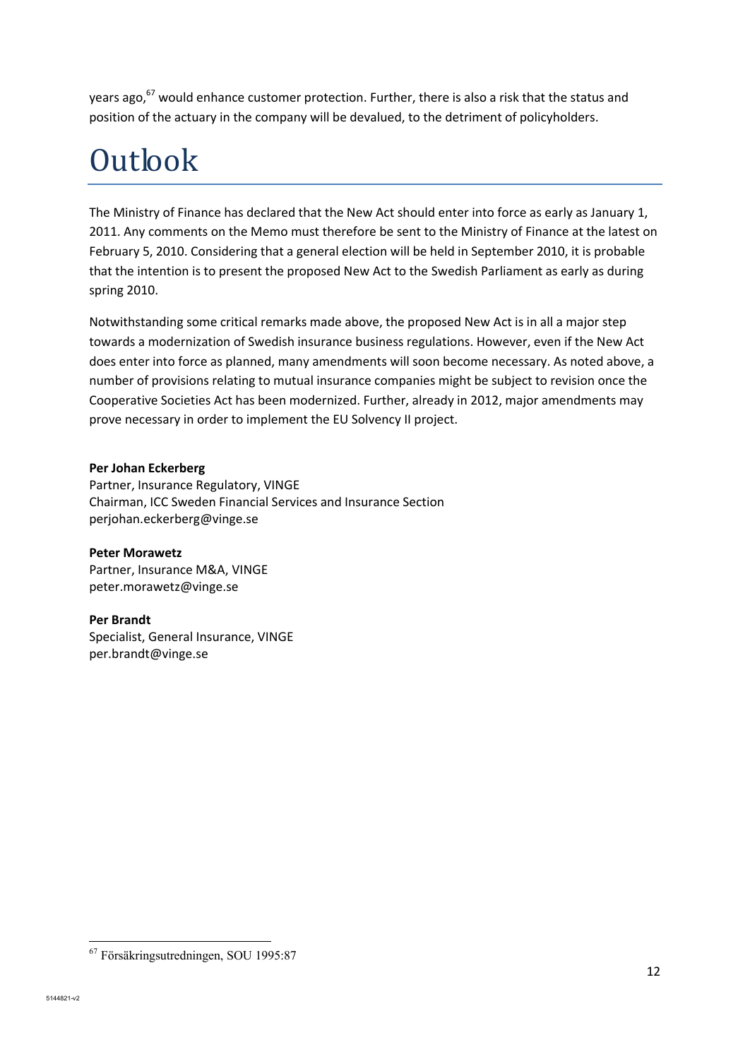years ago,[67] would enhance customer protection. Further, there is also a risk that the status and position of the actuary in the company will be devalued, to the detriment of policyholders.

# Outlook

The Ministry of Finance has declared that the New Act should enter into force as early as January 1, 2011. Any comments on the Memo must therefore be sent to the Ministry of Finance at the latest on February 5, 2010. Considering that a general election will be held in September 2010, it is probable that the intention is to present the proposed New Act to the Swedish Parliament as early as during spring 2010.

Notwithstanding some critical remarks made above, the proposed New Act is in all a major step towards a modernization of Swedish insurance business regulations. However, even if the New Act does enter into force as planned, many amendments will soon become necessary. As noted above, a number of provisions relating to mutual insurance companies might be subject to revision once the Cooperative Societies Act has been modernized. Further, already in 2012, major amendments may prove necessary in order to implement the EU Solvency II project.

**Per Johan Eckerberg**
Partner, Insurance Regulatory, VINGE
Chairman, ICC Sweden Financial Services and Insurance Section
perjohan.eckerberg@vinge.se

**Peter Morawetz**
Partner, Insurance M&A, VINGE
peter.morawetz@vinge.se

**Per Brandt**
Specialist, General Insurance, VINGE
per.brandt@vinge.se

[67] Försäkringsutredningen, SOU 1995:87